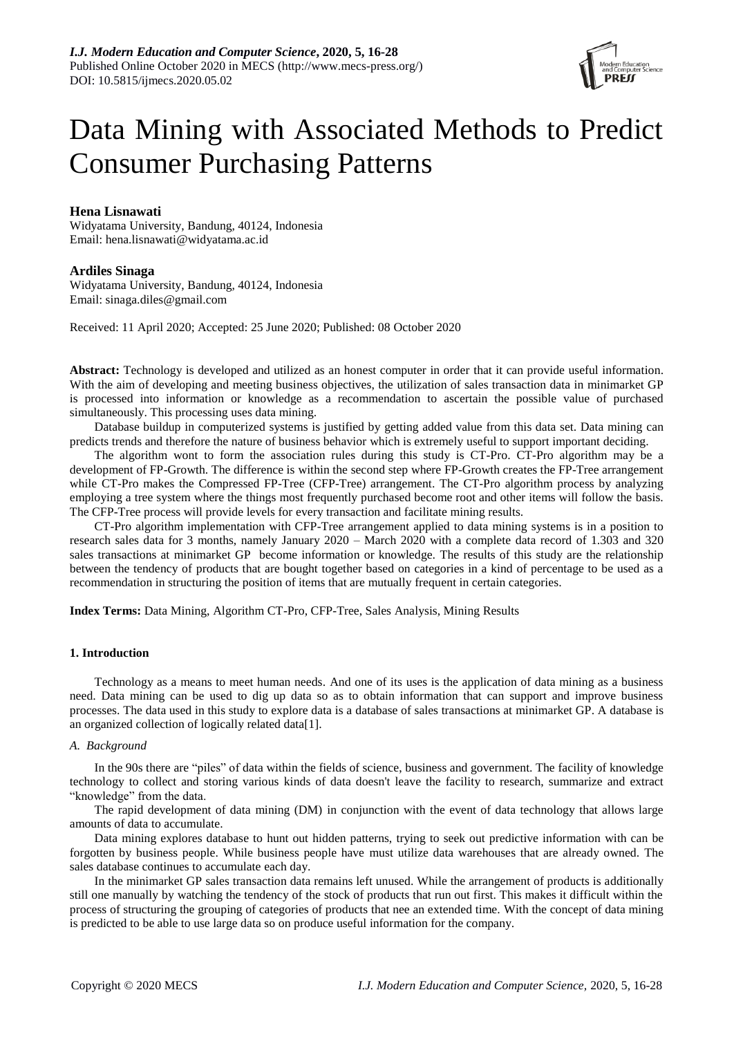# Data Mining with Associated Methods to Predict Consumer Purchasing Patterns

**Hena Lisnawati**
Widyatama University, Bandung, 40124, Indonesia
Email: hena.lisnawati@widyatama.ac.id

**Ardiles Sinaga**
Widyatama University, Bandung, 40124, Indonesia
Email: sinaga.diles@gmail.com

Received: 11 April 2020; Accepted: 25 June 2020; Published: 08 October 2020

**Abstract:** Technology is developed and utilized as an honest computer in order that it can provide useful information. With the aim of developing and meeting business objectives, the utilization of sales transaction data in minimarket GP is processed into information or knowledge as a recommendation to ascertain the possible value of purchased simultaneously. This processing uses data mining.

Database buildup in computerized systems is justified by getting added value from this data set. Data mining can predicts trends and therefore the nature of business behavior which is extremely useful to support important deciding.

The algorithm wont to form the association rules during this study is CT-Pro. CT-Pro algorithm may be a development of FP-Growth. The difference is within the second step where FP-Growth creates the FP-Tree arrangement while CT-Pro makes the Compressed FP-Tree (CFP-Tree) arrangement. The CT-Pro algorithm process by analyzing employing a tree system where the things most frequently purchased become root and other items will follow the basis. The CFP-Tree process will provide levels for every transaction and facilitate mining results.

CT-Pro algorithm implementation with CFP-Tree arrangement applied to data mining systems is in a position to research sales data for 3 months, namely January 2020 – March 2020 with a complete data record of 1.303 and 320 sales transactions at minimarket GP become information or knowledge. The results of this study are the relationship between the tendency of products that are bought together based on categories in a kind of percentage to be used as a recommendation in structuring the position of items that are mutually frequent in certain categories.

**Index Terms:** Data Mining, Algorithm CT-Pro, CFP-Tree, Sales Analysis, Mining Results

## 1. Introduction

Technology as a means to meet human needs. And one of its uses is the application of data mining as a business need. Data mining can be used to dig up data so as to obtain information that can support and improve business processes. The data used in this study to explore data is a database of sales transactions at minimarket GP. A database is an organized collection of logically related data[1].

### *A. Background*

In the 90s there are "piles" of data within the fields of science, business and government. The facility of knowledge technology to collect and storing various kinds of data doesn't leave the facility to research, summarize and extract "knowledge" from the data.

The rapid development of data mining (DM) in conjunction with the event of data technology that allows large amounts of data to accumulate.

Data mining explores database to hunt out hidden patterns, trying to seek out predictive information with can be forgotten by business people. While business people have must utilize data warehouses that are already owned. The sales database continues to accumulate each day.

In the minimarket GP sales transaction data remains left unused. While the arrangement of products is additionally still one manually by watching the tendency of the stock of products that run out first. This makes it difficult within the process of structuring the grouping of categories of products that nee an extended time. With the concept of data mining is predicted to be able to use large data so on produce useful information for the company.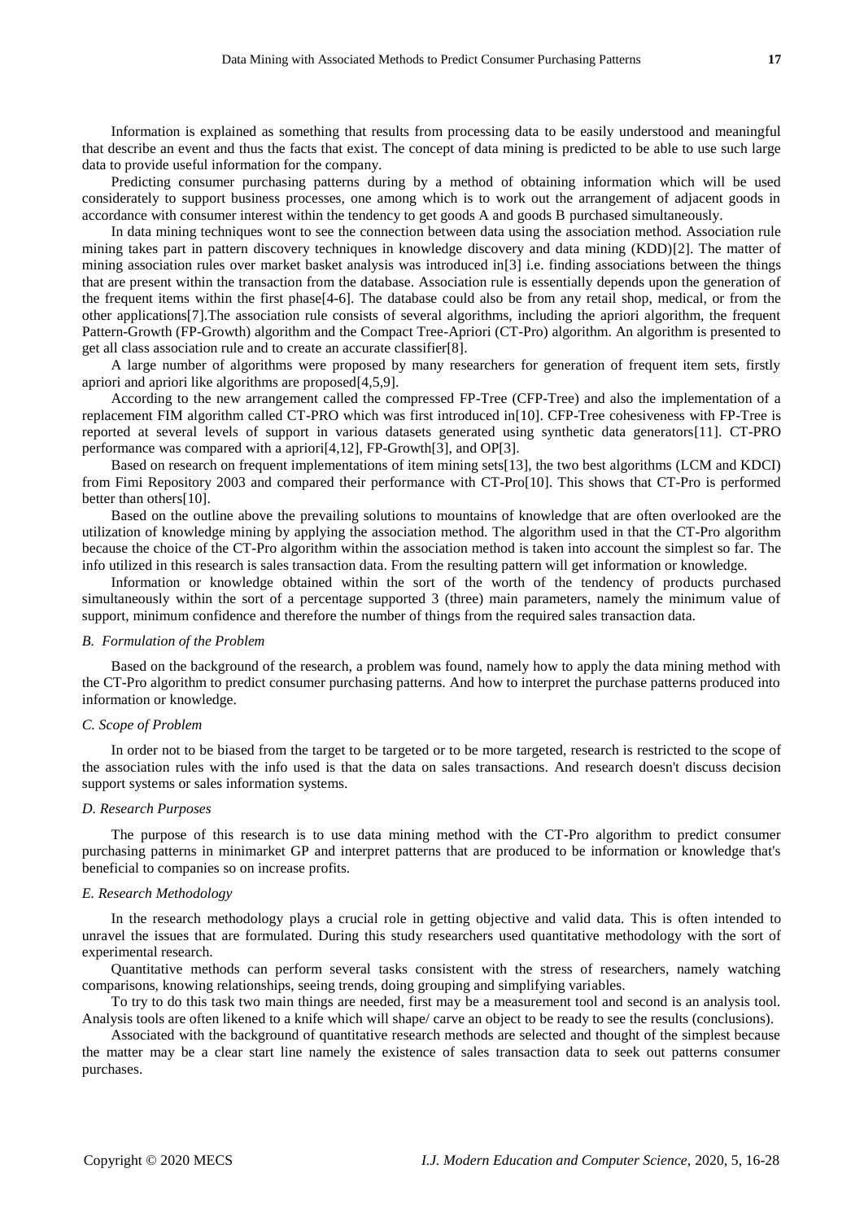Information is explained as something that results from processing data to be easily understood and meaningful that describe an event and thus the facts that exist. The concept of data mining is predicted to be able to use such large data to provide useful information for the company.

Predicting consumer purchasing patterns during by a method of obtaining information which will be used considerately to support business processes, one among which is to work out the arrangement of adjacent goods in accordance with consumer interest within the tendency to get goods A and goods B purchased simultaneously.

In data mining techniques wont to see the connection between data using the association method. Association rule mining takes part in pattern discovery techniques in knowledge discovery and data mining (KDD)[2]. The matter of mining association rules over market basket analysis was introduced in[3] i.e. finding associations between the things that are present within the transaction from the database. Association rule is essentially depends upon the generation of the frequent items within the first phase[4-6]. The database could also be from any retail shop, medical, or from the other applications[7].The association rule consists of several algorithms, including the apriori algorithm, the frequent Pattern-Growth (FP-Growth) algorithm and the Compact Tree-Apriori (CT-Pro) algorithm. An algorithm is presented to get all class association rule and to create an accurate classifier[8].

A large number of algorithms were proposed by many researchers for generation of frequent item sets, firstly apriori and apriori like algorithms are proposed[4,5,9].

According to the new arrangement called the compressed FP-Tree (CFP-Tree) and also the implementation of a replacement FIM algorithm called CT-PRO which was first introduced in[10]. CFP-Tree cohesiveness with FP-Tree is reported at several levels of support in various datasets generated using synthetic data generators[11]. CT-PRO performance was compared with a apriori[4,12], FP-Growth[3], and OP[3].

Based on research on frequent implementations of item mining sets[13], the two best algorithms (LCM and KDCI) from Fimi Repository 2003 and compared their performance with CT-Pro[10]. This shows that CT-Pro is performed better than others[10].

Based on the outline above the prevailing solutions to mountains of knowledge that are often overlooked are the utilization of knowledge mining by applying the association method. The algorithm used in that the CT-Pro algorithm because the choice of the CT-Pro algorithm within the association method is taken into account the simplest so far. The info utilized in this research is sales transaction data. From the resulting pattern will get information or knowledge.

Information or knowledge obtained within the sort of the worth of the tendency of products purchased simultaneously within the sort of a percentage supported 3 (three) main parameters, namely the minimum value of support, minimum confidence and therefore the number of things from the required sales transaction data.

### *B. Formulation of the Problem*

Based on the background of the research, a problem was found, namely how to apply the data mining method with the CT-Pro algorithm to predict consumer purchasing patterns. And how to interpret the purchase patterns produced into information or knowledge.

### *C. Scope of Problem*

In order not to be biased from the target to be targeted or to be more targeted, research is restricted to the scope of the association rules with the info used is that the data on sales transactions. And research doesn't discuss decision support systems or sales information systems.

### *D. Research Purposes*

The purpose of this research is to use data mining method with the CT-Pro algorithm to predict consumer purchasing patterns in minimarket GP and interpret patterns that are produced to be information or knowledge that's beneficial to companies so on increase profits.

### *E. Research Methodology*

In the research methodology plays a crucial role in getting objective and valid data. This is often intended to unravel the issues that are formulated. During this study researchers used quantitative methodology with the sort of experimental research.

Quantitative methods can perform several tasks consistent with the stress of researchers, namely watching comparisons, knowing relationships, seeing trends, doing grouping and simplifying variables.

To try to do this task two main things are needed, first may be a measurement tool and second is an analysis tool. Analysis tools are often likened to a knife which will shape/ carve an object to be ready to see the results (conclusions).

Associated with the background of quantitative research methods are selected and thought of the simplest because the matter may be a clear start line namely the existence of sales transaction data to seek out patterns consumer purchases.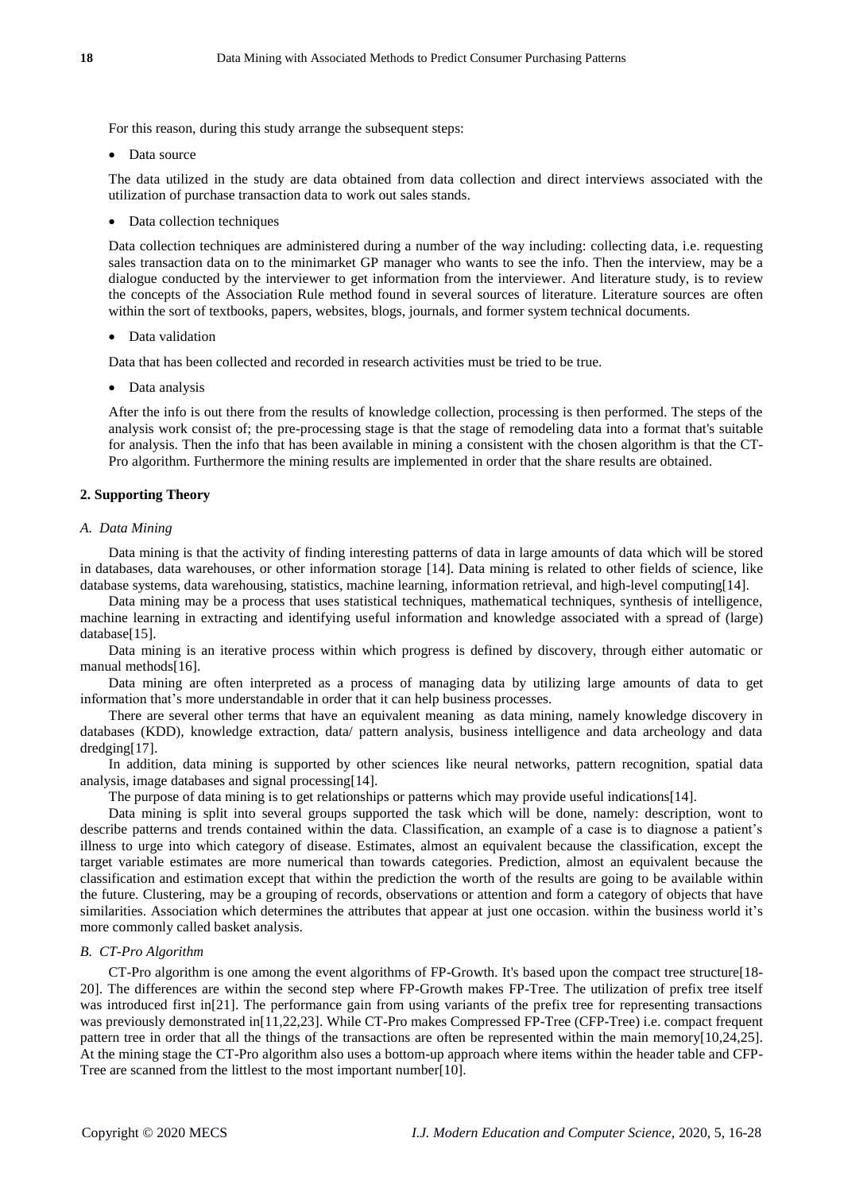For this reason, during this study arrange the subsequent steps:

- Data source

The data utilized in the study are data obtained from data collection and direct interviews associated with the utilization of purchase transaction data to work out sales stands.

- Data collection techniques

Data collection techniques are administered during a number of the way including: collecting data, i.e. requesting sales transaction data on to the minimarket GP manager who wants to see the info. Then the interview, may be a dialogue conducted by the interviewer to get information from the interviewer. And literature study, is to review the concepts of the Association Rule method found in several sources of literature. Literature sources are often within the sort of textbooks, papers, websites, blogs, journals, and former system technical documents.

- Data validation

Data that has been collected and recorded in research activities must be tried to be true.

- Data analysis

After the info is out there from the results of knowledge collection, processing is then performed. The steps of the analysis work consist of; the pre-processing stage is that the stage of remodeling data into a format that's suitable for analysis. Then the info that has been available in mining a consistent with the chosen algorithm is that the CT-Pro algorithm. Furthermore the mining results are implemented in order that the share results are obtained.

## 2. Supporting Theory

### *A. Data Mining*

Data mining is that the activity of finding interesting patterns of data in large amounts of data which will be stored in databases, data warehouses, or other information storage [14]. Data mining is related to other fields of science, like database systems, data warehousing, statistics, machine learning, information retrieval, and high-level computing[14].

Data mining may be a process that uses statistical techniques, mathematical techniques, synthesis of intelligence, machine learning in extracting and identifying useful information and knowledge associated with a spread of (large) database[15].

Data mining is an iterative process within which progress is defined by discovery, through either automatic or manual methods[16].

Data mining are often interpreted as a process of managing data by utilizing large amounts of data to get information that's more understandable in order that it can help business processes.

There are several other terms that have an equivalent meaning as data mining, namely knowledge discovery in databases (KDD), knowledge extraction, data/ pattern analysis, business intelligence and data archeology and data dredging[17].

In addition, data mining is supported by other sciences like neural networks, pattern recognition, spatial data analysis, image databases and signal processing[14].

The purpose of data mining is to get relationships or patterns which may provide useful indications[14].

Data mining is split into several groups supported the task which will be done, namely: description, wont to describe patterns and trends contained within the data. Classification, an example of a case is to diagnose a patient's illness to urge into which category of disease. Estimates, almost an equivalent because the classification, except the target variable estimates are more numerical than towards categories. Prediction, almost an equivalent because the classification and estimation except that within the prediction the worth of the results are going to be available within the future. Clustering, may be a grouping of records, observations or attention and form a category of objects that have similarities. Association which determines the attributes that appear at just one occasion. within the business world it's more commonly called basket analysis.

### *B. CT-Pro Algorithm*

CT-Pro algorithm is one among the event algorithms of FP-Growth. It's based upon the compact tree structure[18-20]. The differences are within the second step where FP-Growth makes FP-Tree. The utilization of prefix tree itself was introduced first in[21]. The performance gain from using variants of the prefix tree for representing transactions was previously demonstrated in[11,22,23]. While CT-Pro makes Compressed FP-Tree (CFP-Tree) i.e. compact frequent pattern tree in order that all the things of the transactions are often be represented within the main memory[10,24,25]. At the mining stage the CT-Pro algorithm also uses a bottom-up approach where items within the header table and CFP-Tree are scanned from the littlest to the most important number[10].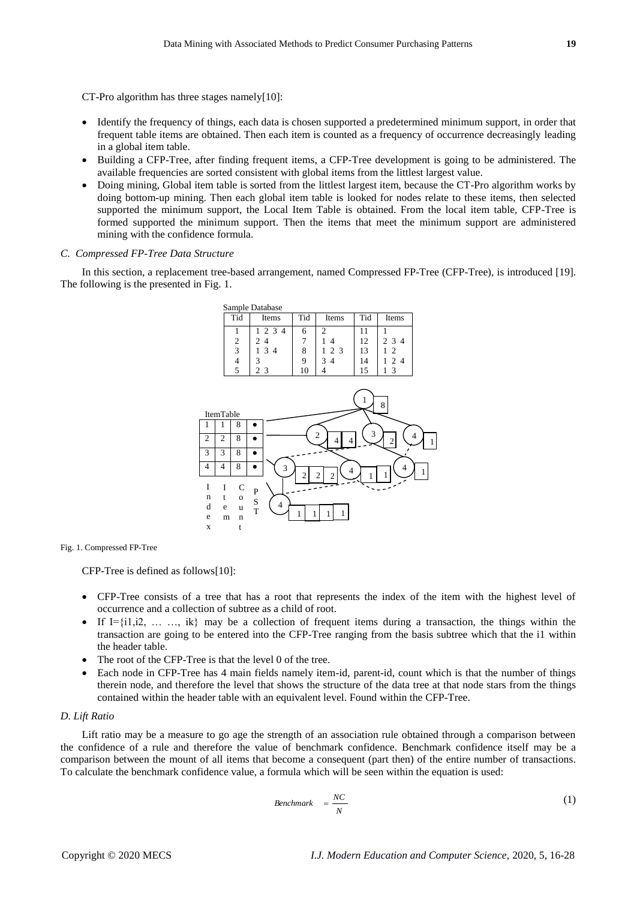CT-Pro algorithm has three stages namely[10]:

- Identify the frequency of things, each data is chosen supported a predetermined minimum support, in order that frequent table items are obtained. Then each item is counted as a frequency of occurrence decreasingly leading in a global item table.
- Building a CFP-Tree, after finding frequent items, a CFP-Tree development is going to be administered. The available frequencies are sorted consistent with global items from the littlest largest value.
- Doing mining, Global item table is sorted from the littlest largest item, because the CT-Pro algorithm works by doing bottom-up mining. Then each global item table is looked for nodes relate to these items, then selected supported the minimum support, the Local Item Table is obtained. From the local item table, CFP-Tree is formed supported the minimum support. Then the items that meet the minimum support are administered mining with the confidence formula.

### C. Compressed FP-Tree Data Structure

In this section, a replacement tree-based arrangement, named Compressed FP-Tree (CFP-Tree), is introduced [19]. The following is the presented in Fig. 1.

Sample Database

| Tid | Items | Tid | Items | Tid | Items |
|---|---|---|---|---|---|
| 1 | 1 2 3 4 | 6 | 2 | 11 | 1 |
| 2 | 2 4 | 7 | 1 4 | 12 | 2 3 4 |
| 3 | 1 3 4 | 8 | 1 2 3 | 13 | 1 2 |
| 4 | 3 | 9 | 3 4 | 14 | 1 2 4 |
| 5 | 2 3 | 10 | 4 | 15 | 1 3 |

ItemTable

| Index | Item | Count | PST |
|---|---|---|---|
| 1 | 1 | 8 | • |
| 2 | 2 | 8 | • |
| 3 | 3 | 8 | • |
| 4 | 4 | 8 | • |

Fig. 1. Compressed FP-Tree

CFP-Tree is defined as follows[10]:

- CFP-Tree consists of a tree that has a root that represents the index of the item with the highest level of occurrence and a collection of subtree as a child of root.
- If I={i1,i2, … …, ik} may be a collection of frequent items during a transaction, the things within the transaction are going to be entered into the CFP-Tree ranging from the basis subtree which that the i1 within the header table.
- The root of the CFP-Tree is that the level 0 of the tree.
- Each node in CFP-Tree has 4 main fields namely item-id, parent-id, count which is that the number of things therein node, and therefore the level that shows the structure of the data tree at that node stars from the things contained within the header table with an equivalent level. Found within the CFP-Tree.

### D. Lift Ratio

Lift ratio may be a measure to go age the strength of an association rule obtained through a comparison between the confidence of a rule and therefore the value of benchmark confidence. Benchmark confidence itself may be a comparison between the mount of all items that become a consequent (part then) of the entire number of transactions. To calculate the benchmark confidence value, a formula which will be seen within the equation is used:

$$Benchmark = \frac{NC}{N} \tag{1}$$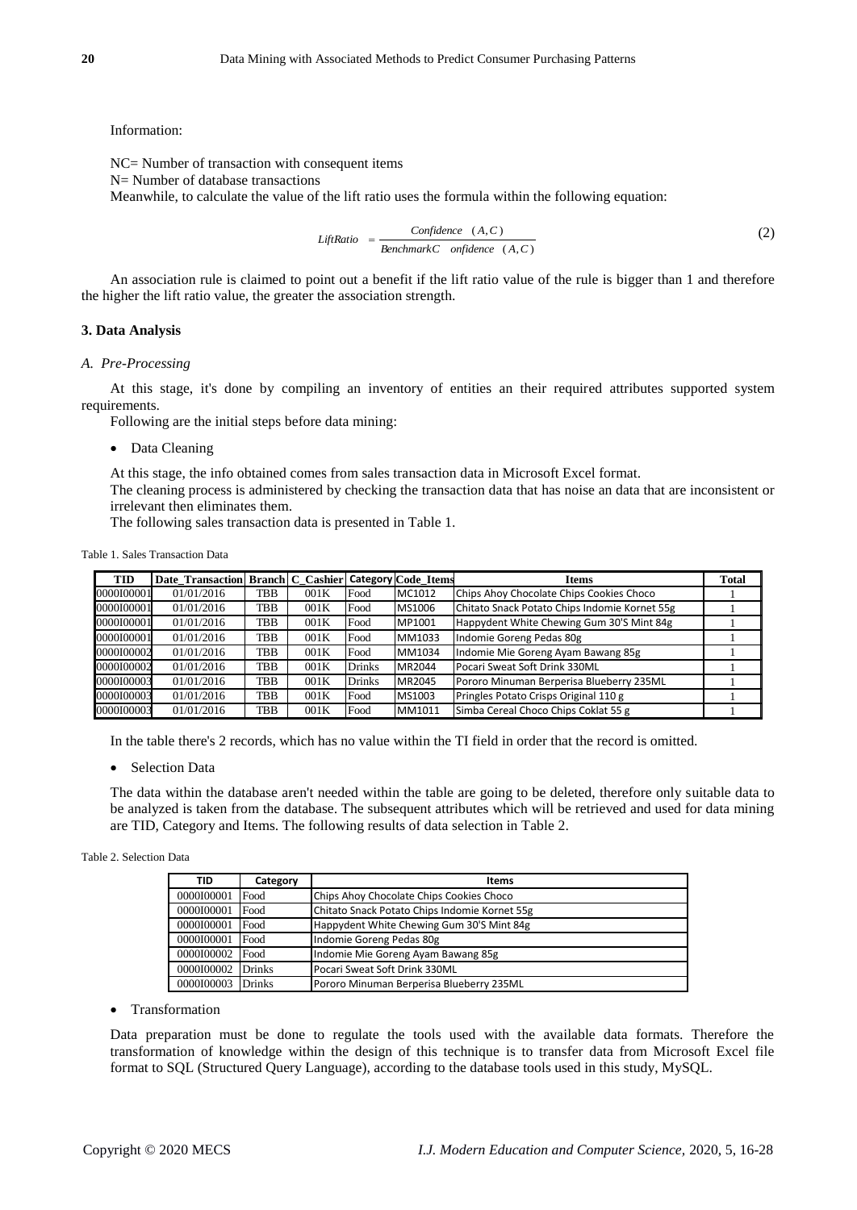Information:

NC= Number of transaction with consequent items

N= Number of database transactions

Meanwhile, to calculate the value of the lift ratio uses the formula within the following equation:

$$LiftRatio = \frac{Confidence\ (A,C)}{BenchmarkConfidence\ (A,C)} \tag{2}$$

An association rule is claimed to point out a benefit if the lift ratio value of the rule is bigger than 1 and therefore the higher the lift ratio value, the greater the association strength.

### 3. Data Analysis

#### *A. Pre-Processing*

At this stage, it's done by compiling an inventory of entities an their required attributes supported system requirements.

Following are the initial steps before data mining:

- Data Cleaning

At this stage, the info obtained comes from sales transaction data in Microsoft Excel format.

The cleaning process is administered by checking the transaction data that has noise an data that are inconsistent or irrelevant then eliminates them.

The following sales transaction data is presented in Table 1.

Table 1. Sales Transaction Data

| TID | Date_Transaction | Branch | C_Cashier | Category | Code_Items | Items | Total |
|---|---|---|---|---|---|---|---|
| 0000I00001 | 01/01/2016 | TBB | 001K | Food | MC1012 | Chips Ahoy Chocolate Chips Cookies Choco | 1 |
| 0000I00001 | 01/01/2016 | TBB | 001K | Food | MS1006 | Chitato Snack Potato Chips Indomie Kornet 55g | 1 |
| 0000I00001 | 01/01/2016 | TBB | 001K | Food | MP1001 | Happydent White Chewing Gum 30'S Mint 84g | 1 |
| 0000I00001 | 01/01/2016 | TBB | 001K | Food | MM1033 | Indomie Goreng Pedas 80g | 1 |
| 0000I00002 | 01/01/2016 | TBB | 001K | Food | MM1034 | Indomie Mie Goreng Ayam Bawang 85g | 1 |
| 0000I00002 | 01/01/2016 | TBB | 001K | Drinks | MR2044 | Pocari Sweat Soft Drink 330ML | 1 |
| 0000I00003 | 01/01/2016 | TBB | 001K | Drinks | MR2045 | Pororo Minuman Berperisa Blueberry 235ML | 1 |
| 0000I00003 | 01/01/2016 | TBB | 001K | Food | MS1003 | Pringles Potato Crisps Original 110 g | 1 |
| 0000I00003 | 01/01/2016 | TBB | 001K | Food | MM1011 | Simba Cereal Choco Chips Coklat 55 g | 1 |

In the table there's 2 records, which has no value within the TI field in order that the record is omitted.

- Selection Data

The data within the database aren't needed within the table are going to be deleted, therefore only suitable data to be analyzed is taken from the database. The subsequent attributes which will be retrieved and used for data mining are TID, Category and Items. The following results of data selection in Table 2.

Table 2. Selection Data

| TID | Category | Items |
|---|---|---|
| 0000I00001 | Food | Chips Ahoy Chocolate Chips Cookies Choco |
| 0000I00001 | Food | Chitato Snack Potato Chips Indomie Kornet 55g |
| 0000I00001 | Food | Happydent White Chewing Gum 30'S Mint 84g |
| 0000I00001 | Food | Indomie Goreng Pedas 80g |
| 0000I00002 | Food | Indomie Mie Goreng Ayam Bawang 85g |
| 0000I00002 | Drinks | Pocari Sweat Soft Drink 330ML |
| 0000I00003 | Drinks | Pororo Minuman Berperisa Blueberry 235ML |

- Transformation

Data preparation must be done to regulate the tools used with the available data formats. Therefore the transformation of knowledge within the design of this technique is to transfer data from Microsoft Excel file format to SQL (Structured Query Language), according to the database tools used in this study, MySQL.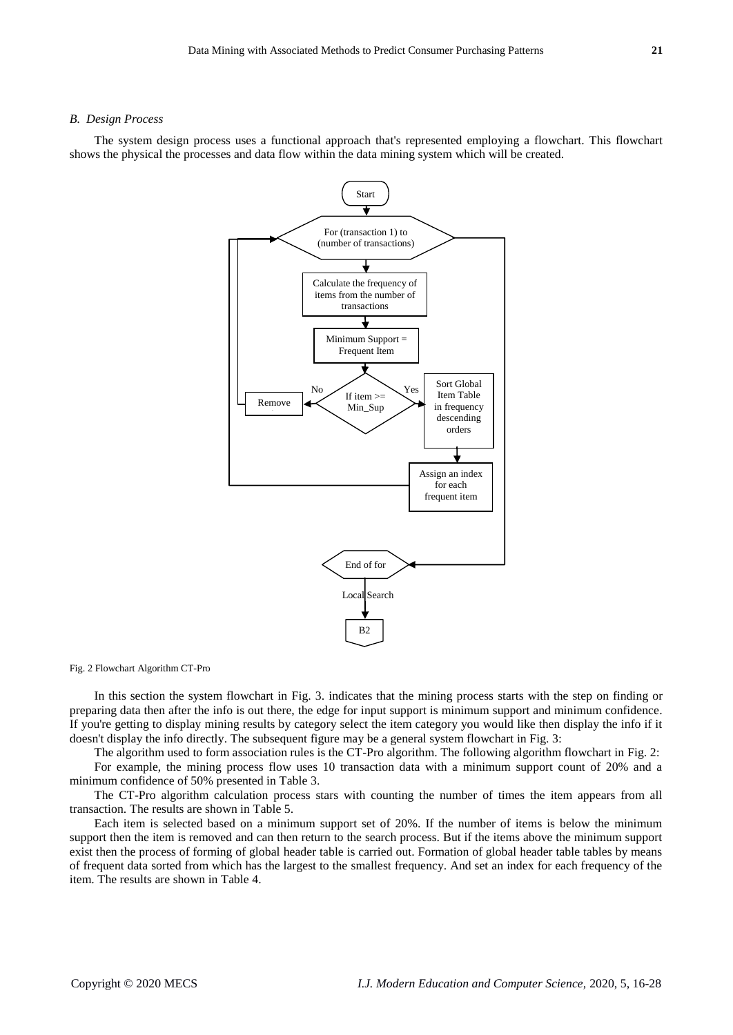### *B. Design Process*

The system design process uses a functional approach that's represented employing a flowchart. This flowchart shows the physical the processes and data flow within the data mining system which will be created.

Fig. 2 Flowchart Algorithm CT-Pro

In this section the system flowchart in Fig. 3. indicates that the mining process starts with the step on finding or preparing data then after the info is out there, the edge for input support is minimum support and minimum confidence. If you're getting to display mining results by category select the item category you would like then display the info if it doesn't display the info directly. The subsequent figure may be a general system flowchart in Fig. 3:

The algorithm used to form association rules is the CT-Pro algorithm. The following algorithm flowchart in Fig. 2:

For example, the mining process flow uses 10 transaction data with a minimum support count of 20% and a minimum confidence of 50% presented in Table 3.

The CT-Pro algorithm calculation process stars with counting the number of times the item appears from all transaction. The results are shown in Table 5.

Each item is selected based on a minimum support set of 20%. If the number of items is below the minimum support then the item is removed and can then return to the search process. But if the items above the minimum support exist then the process of forming of global header table is carried out. Formation of global header table tables by means of frequent data sorted from which has the largest to the smallest frequency. And set an index for each frequency of the item. The results are shown in Table 4.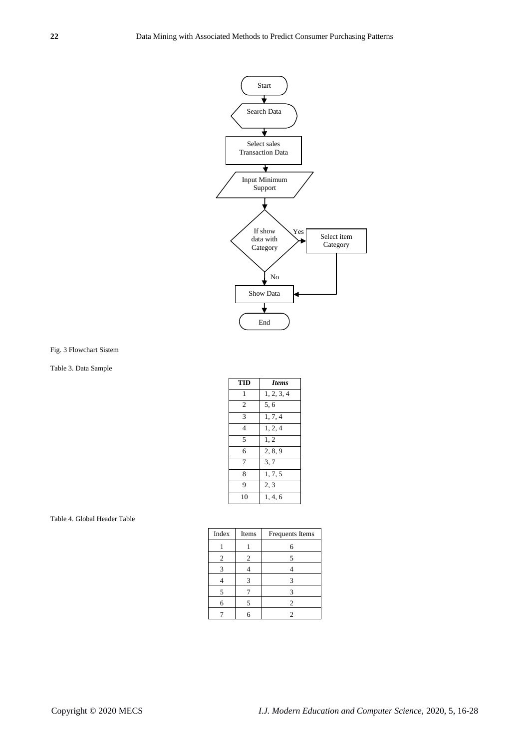Fig. 3 Flowchart Sistem

Table 3. Data Sample

| TID | *Items* |
|---|---|
| 1 | 1, 2, 3, 4 |
| 2 | 5, 6 |
| 3 | 1, 7, 4 |
| 4 | 1, 2, 4 |
| 5 | 1, 2 |
| 6 | 2, 8, 9 |
| 7 | 3, 7 |
| 8 | 1, 7, 5 |
| 9 | 2, 3 |
| 10 | 1, 4, 6 |

Table 4. Global Header Table

| Index | Items | Frequents Items |
|---|---|---|
| 1 | 1 | 6 |
| 2 | 2 | 5 |
| 3 | 4 | 4 |
| 4 | 3 | 3 |
| 5 | 7 | 3 |
| 6 | 5 | 2 |
| 7 | 6 | 2 |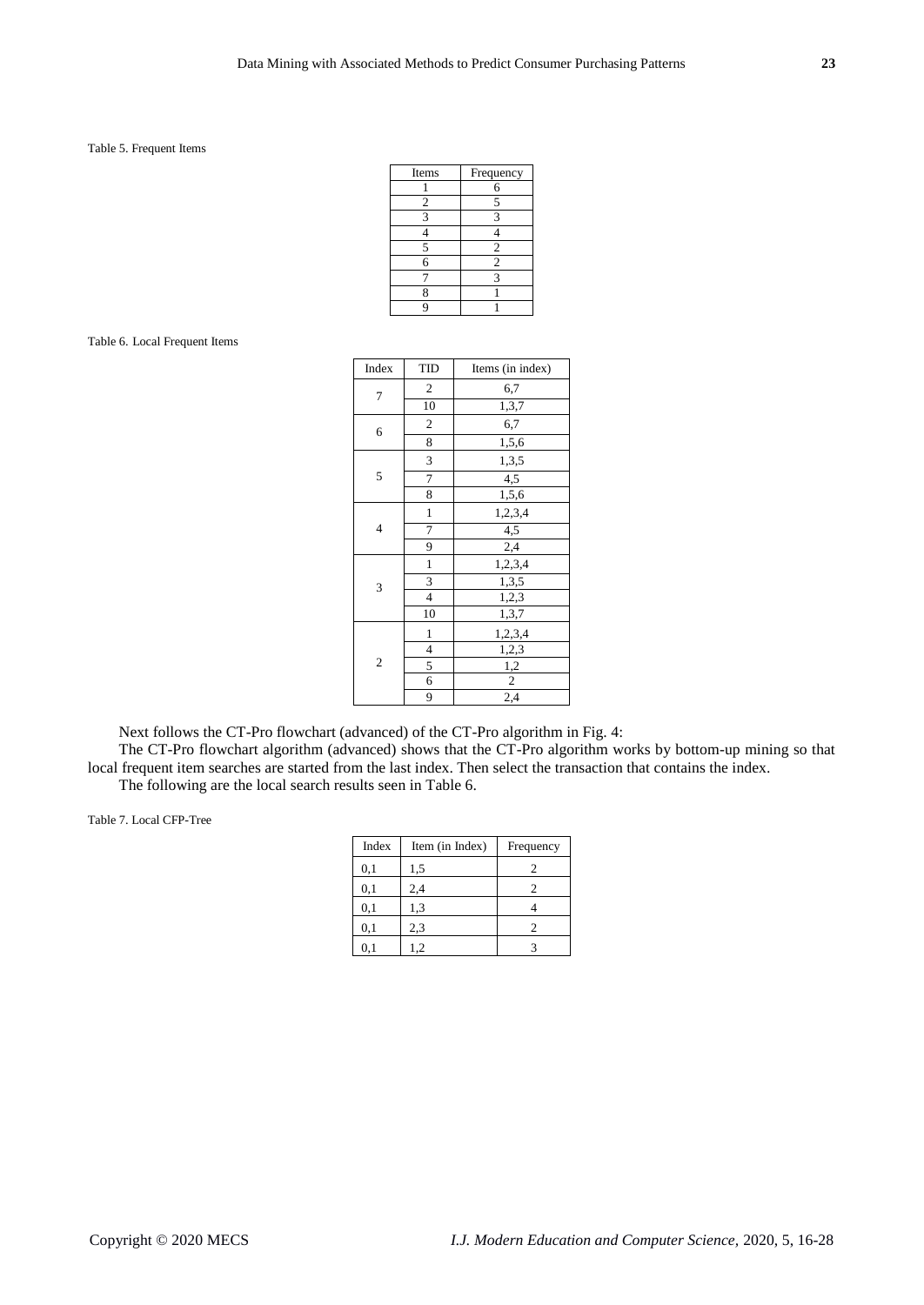Table 5. Frequent Items

| Items | Frequency |
|---|---|
| 1 | 6 |
| 2 | 5 |
| 3 | 3 |
| 4 | 4 |
| 5 | 2 |
| 6 | 2 |
| 7 | 3 |
| 8 | 1 |
| 9 | 1 |

Table 6. Local Frequent Items

| Index | TID | Items (in index) |
|---|---|---|
| 7 | 2 | 6,7 |
| | 10 | 1,3,7 |
| 6 | 2 | 6,7 |
| | 8 | 1,5,6 |
| 5 | 3 | 1,3,5 |
| | 7 | 4,5 |
| | 8 | 1,5,6 |
| 4 | 1 | 1,2,3,4 |
| | 7 | 4,5 |
| | 9 | 2,4 |
| 3 | 1 | 1,2,3,4 |
| | 3 | 1,3,5 |
| | 4 | 1,2,3 |
| | 10 | 1,3,7 |
| 2 | 1 | 1,2,3,4 |
| | 4 | 1,2,3 |
| | 5 | 1,2 |
| | 6 | 2 |
| | 9 | 2,4 |

Next follows the CT-Pro flowchart (advanced) of the CT-Pro algorithm in Fig. 4:

The CT-Pro flowchart algorithm (advanced) shows that the CT-Pro algorithm works by bottom-up mining so that local frequent item searches are started from the last index. Then select the transaction that contains the index.

The following are the local search results seen in Table 6.

Table 7. Local CFP-Tree

| Index | Item (in Index) | Frequency |
|---|---|---|
| 0,1 | 1,5 | 2 |
| 0,1 | 2,4 | 2 |
| 0,1 | 1,3 | 4 |
| 0,1 | 2,3 | 2 |
| 0,1 | 1,2 | 3 |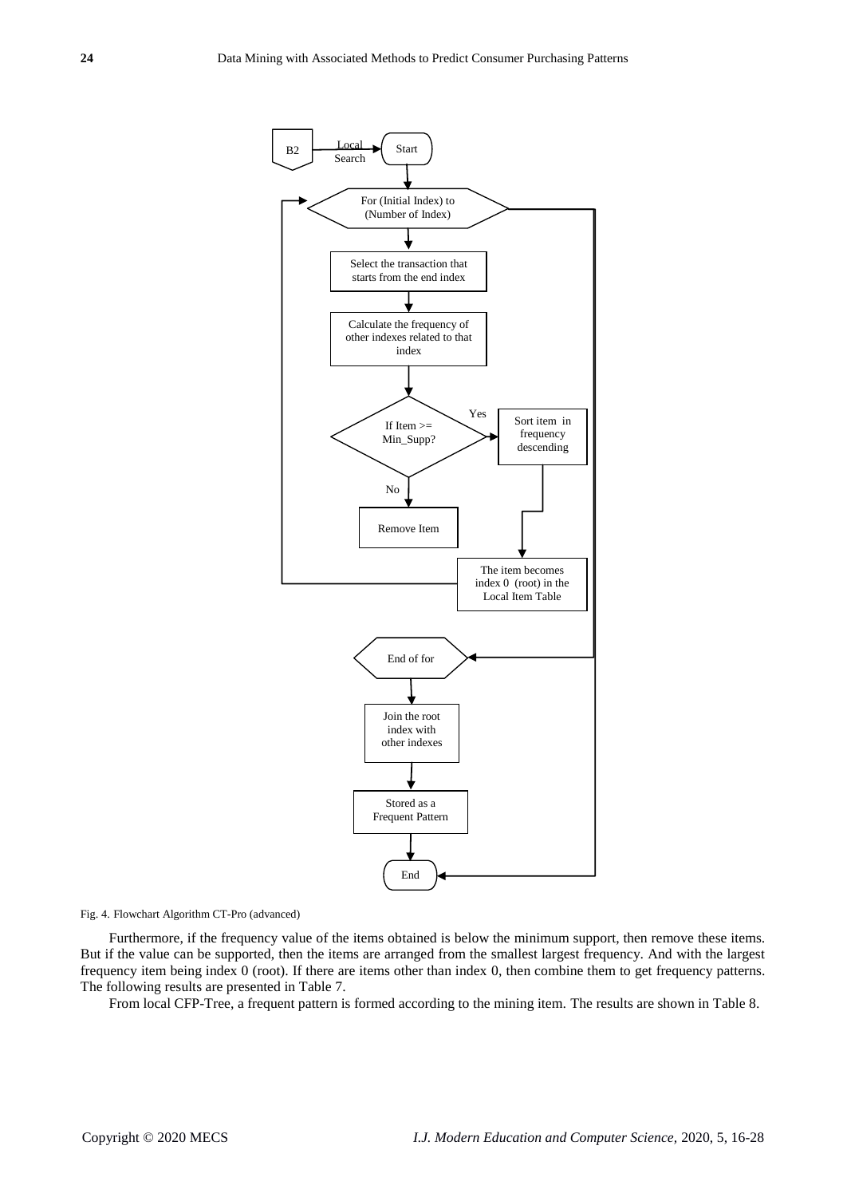Fig. 4. Flowchart Algorithm CT-Pro (advanced)

Furthermore, if the frequency value of the items obtained is below the minimum support, then remove these items. But if the value can be supported, then the items are arranged from the smallest largest frequency. And with the largest frequency item being index 0 (root). If there are items other than index 0, then combine them to get frequency patterns. The following results are presented in Table 7.

From local CFP-Tree, a frequent pattern is formed according to the mining item. The results are shown in Table 8.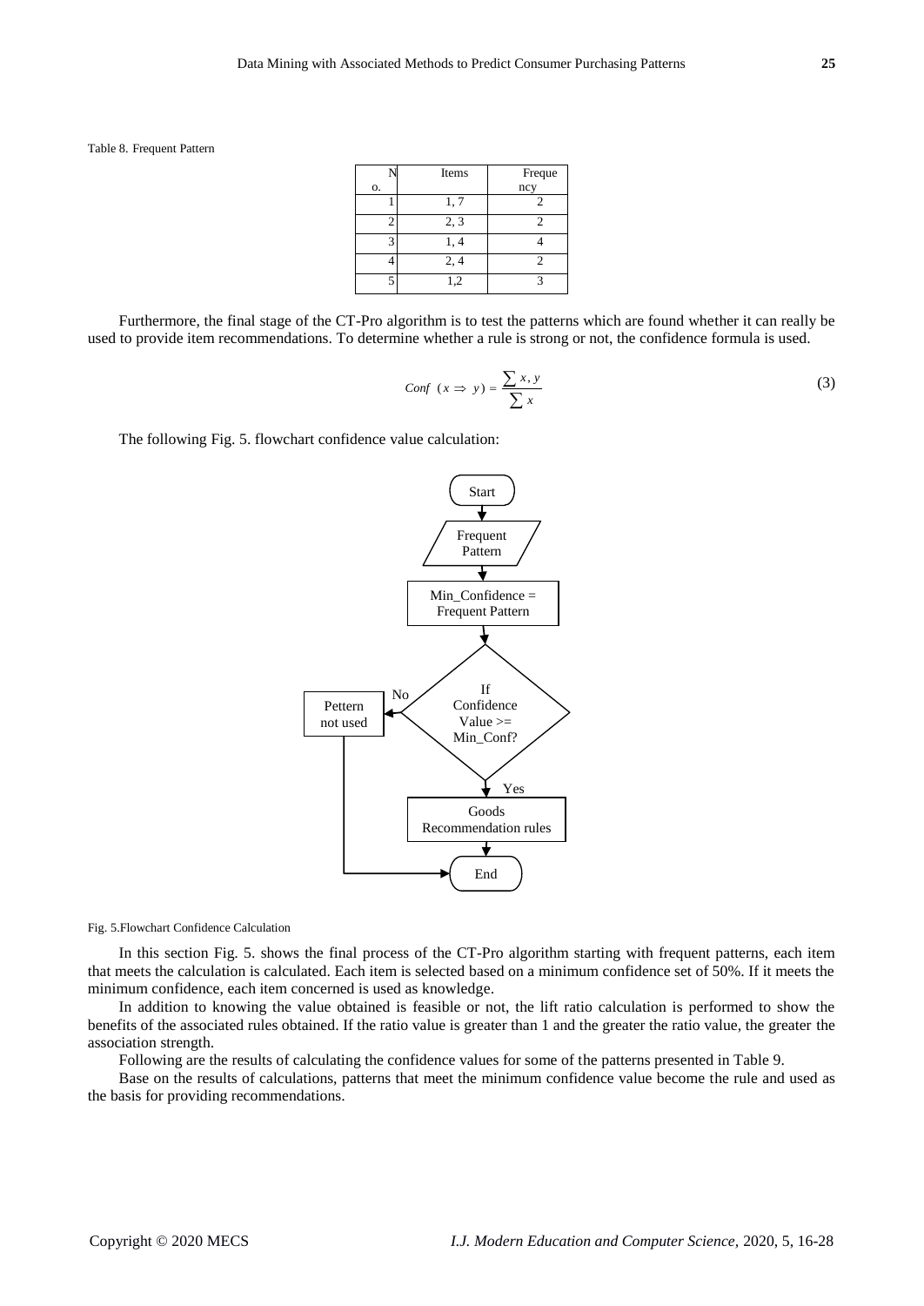Table 8. Frequent Pattern

| No. | Items | Frequency |
|---|---|---|
| 1 | 1, 7 | 2 |
| 2 | 2, 3 | 2 |
| 3 | 1, 4 | 4 |
| 4 | 2, 4 | 2 |
| 5 | 1,2 | 3 |

Furthermore, the final stage of the CT-Pro algorithm is to test the patterns which are found whether it can really be used to provide item recommendations. To determine whether a rule is strong or not, the confidence formula is used.

$$Conf\ (x \Rightarrow y) = \frac{\sum x, y}{\sum x} \tag{3}$$

The following Fig. 5. flowchart confidence value calculation:

```
Start
  ↓
Frequent Pattern
  ↓
Min_Confidence = Frequent Pattern
  ↓
If Confidence Value >= Min_Conf?
  ├─ No  → Pettern not used → End
  └─ Yes → Goods Recommendation rules → End
```

Fig. 5.Flowchart Confidence Calculation

In this section Fig. 5. shows the final process of the CT-Pro algorithm starting with frequent patterns, each item that meets the calculation is calculated. Each item is selected based on a minimum confidence set of 50%. If it meets the minimum confidence, each item concerned is used as knowledge.

In addition to knowing the value obtained is feasible or not, the lift ratio calculation is performed to show the benefits of the associated rules obtained. If the ratio value is greater than 1 and the greater the ratio value, the greater the association strength.

Following are the results of calculating the confidence values for some of the patterns presented in Table 9.

Base on the results of calculations, patterns that meet the minimum confidence value become the rule and used as the basis for providing recommendations.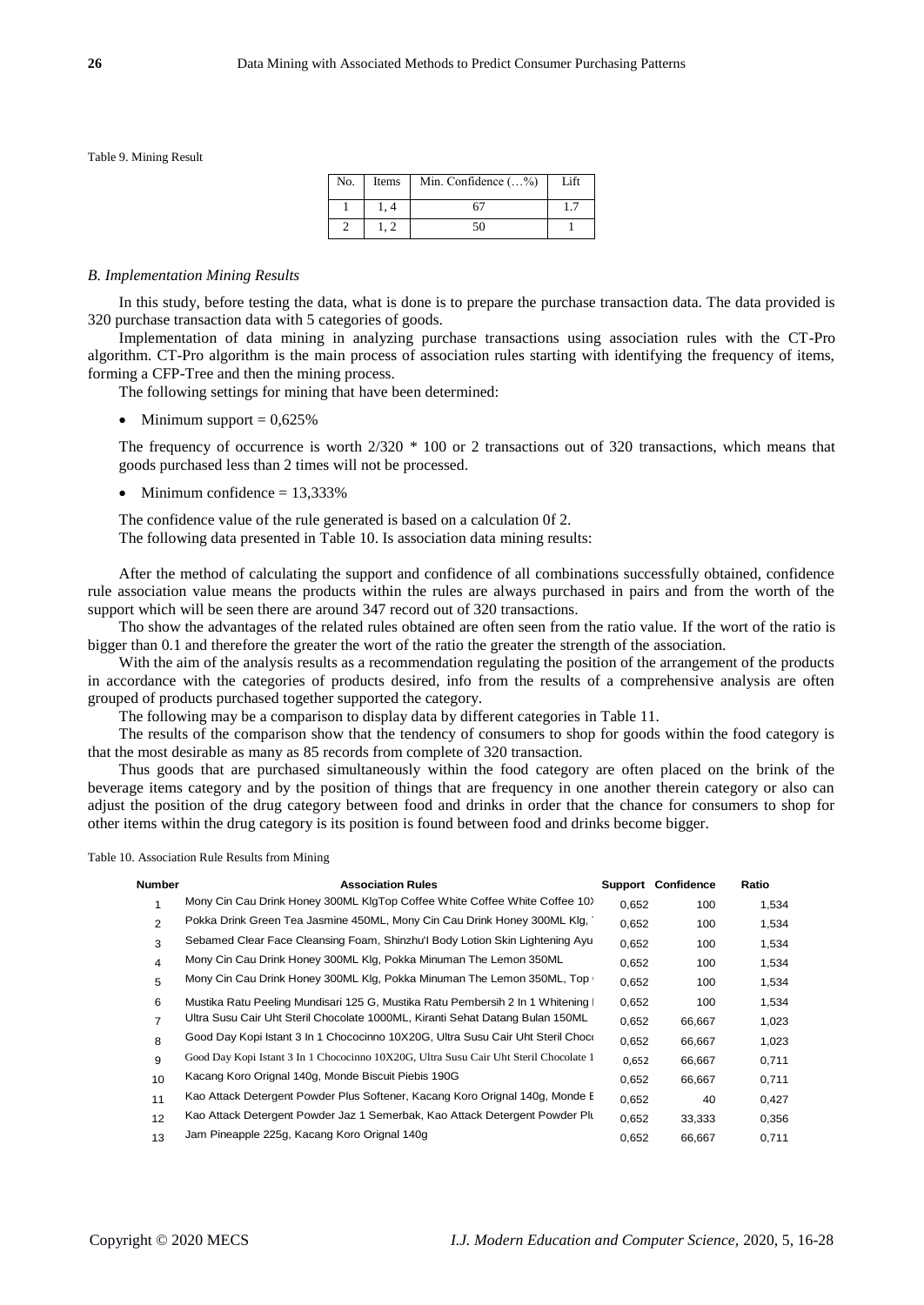Table 9. Mining Result

| No. | Items | Min. Confidence (…%) | Lift |
|---|---|---|---|
| 1 | 1, 4 | 67 | 1.7 |
| 2 | 1, 2 | 50 | 1 |

### *B. Implementation Mining Results*

In this study, before testing the data, what is done is to prepare the purchase transaction data. The data provided is 320 purchase transaction data with 5 categories of goods.

Implementation of data mining in analyzing purchase transactions using association rules with the CT-Pro algorithm. CT-Pro algorithm is the main process of association rules starting with identifying the frequency of items, forming a CFP-Tree and then the mining process.

The following settings for mining that have been determined:

- Minimum support = 0,625%

The frequency of occurrence is worth 2/320 * 100 or 2 transactions out of 320 transactions, which means that goods purchased less than 2 times will not be processed.

- Minimum confidence = 13,333%

The confidence value of the rule generated is based on a calculation 0f 2.

The following data presented in Table 10. Is association data mining results:

After the method of calculating the support and confidence of all combinations successfully obtained, confidence rule association value means the products within the rules are always purchased in pairs and from the worth of the support which will be seen there are around 347 record out of 320 transactions.

Tho show the advantages of the related rules obtained are often seen from the ratio value. If the wort of the ratio is bigger than 0.1 and therefore the greater the wort of the ratio the greater the strength of the association.

With the aim of the analysis results as a recommendation regulating the position of the arrangement of the products in accordance with the categories of products desired, info from the results of a comprehensive analysis are often grouped of products purchased together supported the category.

The following may be a comparison to display data by different categories in Table 11.

The results of the comparison show that the tendency of consumers to shop for goods within the food category is that the most desirable as many as 85 records from complete of 320 transaction.

Thus goods that are purchased simultaneously within the food category are often placed on the brink of the beverage items category and by the position of things that are frequency in one another therein category or also can adjust the position of the drug category between food and drinks in order that the chance for consumers to shop for other items within the drug category is its position is found between food and drinks become bigger.

Table 10. Association Rule Results from Mining

| Number | Association Rules | Support | Confidence | Ratio |
|---|---|---|---|---|
| 1 | Mony Cin Cau Drink Honey 300ML KlgTop Coffee White Coffee White Coffee 10X | 0,652 | 100 | 1,534 |
| 2 | Pokka Drink Green Tea Jasmine 450ML, Mony Cin Cau Drink Honey 300ML Klg, | 0,652 | 100 | 1,534 |
| 3 | Sebamed Clear Face Cleansing Foam, Shinzhu'l Body Lotion Skin Lightening Ayu | 0,652 | 100 | 1,534 |
| 4 | Mony Cin Cau Drink Honey 300ML Klg, Pokka Minuman The Lemon 350ML | 0,652 | 100 | 1,534 |
| 5 | Mony Cin Cau Drink Honey 300ML Klg, Pokka Minuman The Lemon 350ML, Top | 0,652 | 100 | 1,534 |
| 6 | Mustika Ratu Peeling Mundisari 125 G, Mustika Ratu Pembersih 2 In 1 Whitening | 0,652 | 100 | 1,534 |
| 7 | Ultra Susu Cair Uht Steril Chocolate 1000ML, Kiranti Sehat Datang Bulan 150ML | 0,652 | 66,667 | 1,023 |
| 8 | Good Day Kopi Istant 3 In 1 Chococinno 10X20G, Ultra Susu Cair Uht Steril Choc | 0,652 | 66,667 | 1,023 |
| 9 | Good Day Kopi Istant 3 In 1 Chococinno 10X20G, Ultra Susu Cair Uht Steril Chocolate 1 | 0,652 | 66,667 | 0,711 |
| 10 | Kacang Koro Orignal 140g, Monde Biscuit Piebis 190G | 0,652 | 66,667 | 0,711 |
| 11 | Kao Attack Detergent Powder Plus Softener, Kacang Koro Orignal 140g, Monde E | 0,652 | 40 | 0,427 |
| 12 | Kao Attack Detergent Powder Jaz 1 Semerbak, Kao Attack Detergent Powder Plu | 0,652 | 33,333 | 0,356 |
| 13 | Jam Pineapple 225g, Kacang Koro Orignal 140g | 0,652 | 66,667 | 0,711 |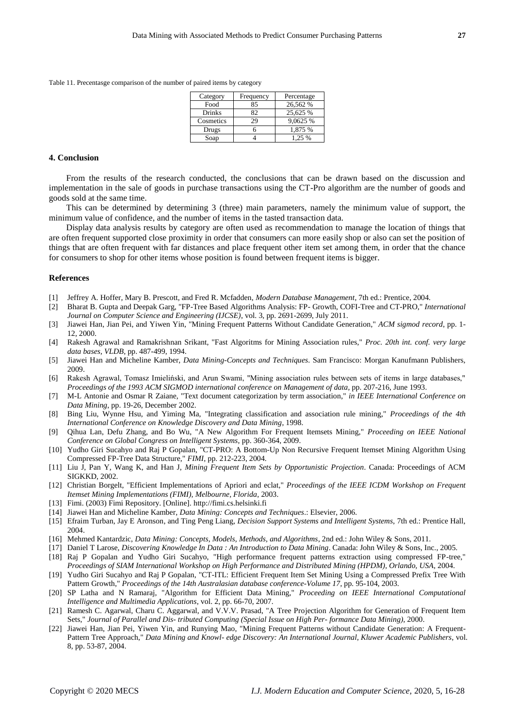Table 11. Precentasge comparison of the number of paired items by category

| Category | Frequency | Percentage |
|---|---|---|
| Food | 85 | 26,562 % |
| Drinks | 82 | 25,625 % |
| Cosmetics | 29 | 9,0625 % |
| Drugs | 6 | 1,875 % |
| Soap | 4 | 1,25 % |

## 4. Conclusion

From the results of the research conducted, the conclusions that can be drawn based on the discussion and implementation in the sale of goods in purchase transactions using the CT-Pro algorithm are the number of goods and goods sold at the same time.

This can be determined by determining 3 (three) main parameters, namely the minimum value of support, the minimum value of confidence, and the number of items in the tasted transaction data.

Display data analysis results by category are often used as recommendation to manage the location of things that are often frequent supported close proximity in order that consumers can more easily shop or also can set the position of things that are often frequent with far distances and place frequent other item set among them, in order that the chance for consumers to shop for other items whose position is found between frequent items is bigger.

## References

[1] Jeffrey A. Hoffer, Mary B. Prescott, and Fred R. Mcfadden, *Modern Database Management*, 7th ed.: Prentice, 2004.

[2] Bharat B. Gupta and Deepak Garg, "FP-Tree Based Algorithms Analysis: FP- Growth, COFI-Tree and CT-PRO," *International Journal on Computer Science and Engineering (IJCSE)*, vol. 3, pp. 2691-2699, July 2011.

[3] Jiawei Han, Jian Pei, and Yiwen Yin, "Mining Frequent Patterns Without Candidate Generation," *ACM sigmod record*, pp. 1-12, 2000.

[4] Rakesh Agrawal and Ramakrishnan Srikant, "Fast Algoritms for Mining Association rules," *Proc. 20th int. conf. very large data bases, VLDB*, pp. 487-499, 1994.

[5] Jiawei Han and Micheline Kamber, *Data Mining-Concepts and Techniques*. Sam Francisco: Morgan Kanufmann Publishers, 2009.

[6] Rakesh Agrawal, Tomasz Imieliński, and Arun Swami, "Mining association rules between sets of items in large databases," *Proceedings of the 1993 ACM SIGMOD international conference on Management of data*, pp. 207-216, June 1993.

[7] M-L Antonie and Osmar R Zaiane, "Text document categorization by term association," *in IEEE International Conference on Data Mining*, pp. 19-26, December 2002.

[8] Bing Liu, Wynne Hsu, and Yiming Ma, "Integrating classification and association rule mining," *Proceedings of the 4th International Conference on Knowledge Discovery and Data Mining*, 1998.

[9] Qihua Lan, Defu Zhang, and Bo Wu, "A New Algorithm For Frequent Itemsets Mining," *Proceeding on IEEE National Conference on Global Congress on Intelligent Systems*, pp. 360-364, 2009.

[10] Yudho Giri Sucahyo and Raj P Gopalan, "CT-PRO: A Bottom-Up Non Recursive Frequent Itemset Mining Algorithm Using Compressed FP-Tree Data Structure," *FIMI*, pp. 212-223, 2004.

[11] Liu J, Pan Y, Wang K, and Han J, *Mining Frequent Item Sets by Opportunistic Projection*. Canada: Proceedings of ACM SIGKKD, 2002.

[12] Christian Borgelt, "Efficient Implementations of Apriori and eclat," *Proceedings of the IEEE ICDM Workshop on Frequent Itemset Mining Implementations (FIMI), Melbourne, Florida*, 2003.

[13] Fimi. (2003) Fimi Repository. [Online]. http://fimi.cs.helsinki.fi

[14] Jiawei Han and Micheline Kamber, *Data Mining: Concepts and Techniques*.: Elsevier, 2006.

[15] Efraim Turban, Jay E Aronson, and Ting Peng Liang, *Decision Support Systems and Intelligent Systems*, 7th ed.: Prentice Hall, 2004.

[16] Mehmed Kantardzic, *Data Mining: Concepts, Models, Methods, and Algorithms*, 2nd ed.: John Wiley & Sons, 2011.

[17] Daniel T Larose, *Discovering Knowledge In Data : An Introduction to Data Mining*. Canada: John Wiley & Sons, Inc., 2005.

[18] Raj P Gopalan and Yudho Giri Sucahyo, "High performance frequent patterns extraction using compressed FP-tree," *Proceedings of SIAM International Workshop on High Performance and Distributed Mining (HPDM), Orlando, USA*, 2004.

[19] Yudho Giri Sucahyo and Raj P Gopalan, "CT-ITL: Efficient Frequent Item Set Mining Using a Compressed Prefix Tree With Pattern Growth," *Proceedings of the 14th Australasian database conference-Volume 17*, pp. 95-104, 2003.

[20] SP Latha and N Ramaraj, "Algorithm for Efficient Data Mining," *Proceeding on IEEE International Computational Intelligence and Multimedia Applications*, vol. 2, pp. 66-70, 2007.

[21] Ramesh C. Agarwal, Charu C. Aggarwal, and V.V.V. Prasad, "A Tree Projection Algorithm for Generation of Frequent Item Sets," *Journal of Parallel and Dis- tributed Computing (Special Issue on High Per- formance Data Mining)*, 2000.

[22] Jiawei Han, Jian Pei, Yiwen Yin, and Runying Mao, "Mining Frequent Patterns without Candidate Generation: A Frequent-Pattern Tree Approach," *Data Mining and Knowl- edge Discovery: An International Journal, Kluwer Academic Publishers*, vol. 8, pp. 53-87, 2004.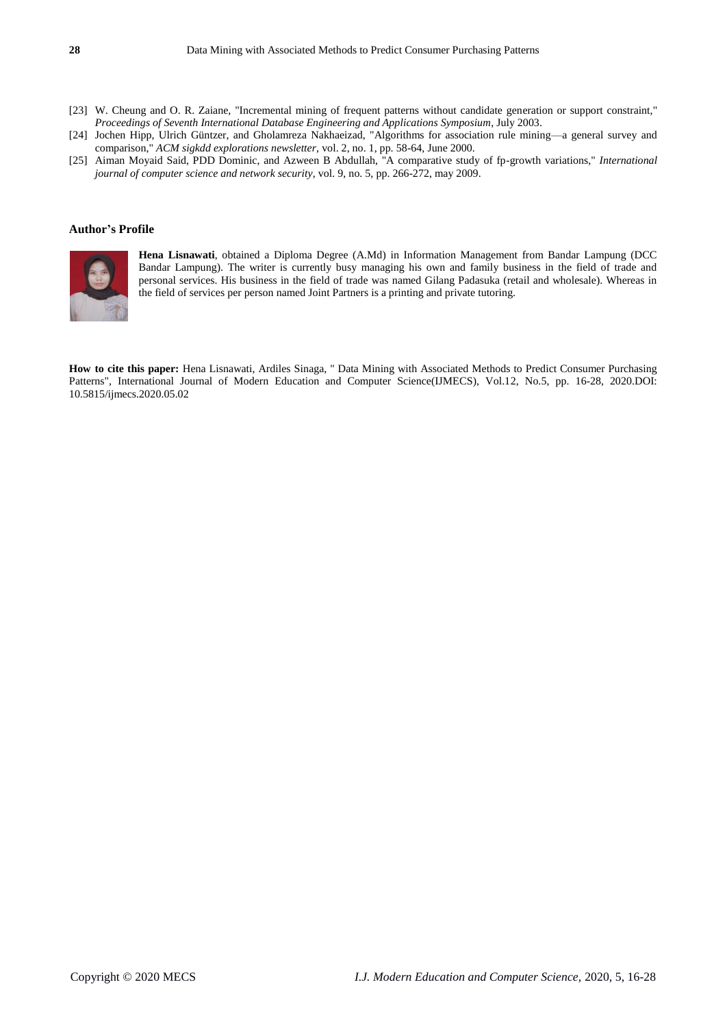[23] W. Cheung and O. R. Zaiane, "Incremental mining of frequent patterns without candidate generation or support constraint," *Proceedings of Seventh International Database Engineering and Applications Symposium*, July 2003.

[24] Jochen Hipp, Ulrich Güntzer, and Gholamreza Nakhaeizad, "Algorithms for association rule mining—a general survey and comparison," *ACM sigkdd explorations newsletter*, vol. 2, no. 1, pp. 58-64, June 2000.

[25] Aiman Moyaid Said, PDD Dominic, and Azween B Abdullah, "A comparative study of fp-growth variations," *International journal of computer science and network security*, vol. 9, no. 5, pp. 266-272, may 2009.

### Author's Profile

**Hena Lisnawati**, obtained a Diploma Degree (A.Md) in Information Management from Bandar Lampung (DCC Bandar Lampung). The writer is currently busy managing his own and family business in the field of trade and personal services. His business in the field of trade was named Gilang Padasuka (retail and wholesale). Whereas in the field of services per person named Joint Partners is a printing and private tutoring.

**How to cite this paper:** Hena Lisnawati, Ardiles Sinaga, " Data Mining with Associated Methods to Predict Consumer Purchasing Patterns", International Journal of Modern Education and Computer Science(IJMECS), Vol.12, No.5, pp. 16-28, 2020.DOI: 10.5815/ijmecs.2020.05.02